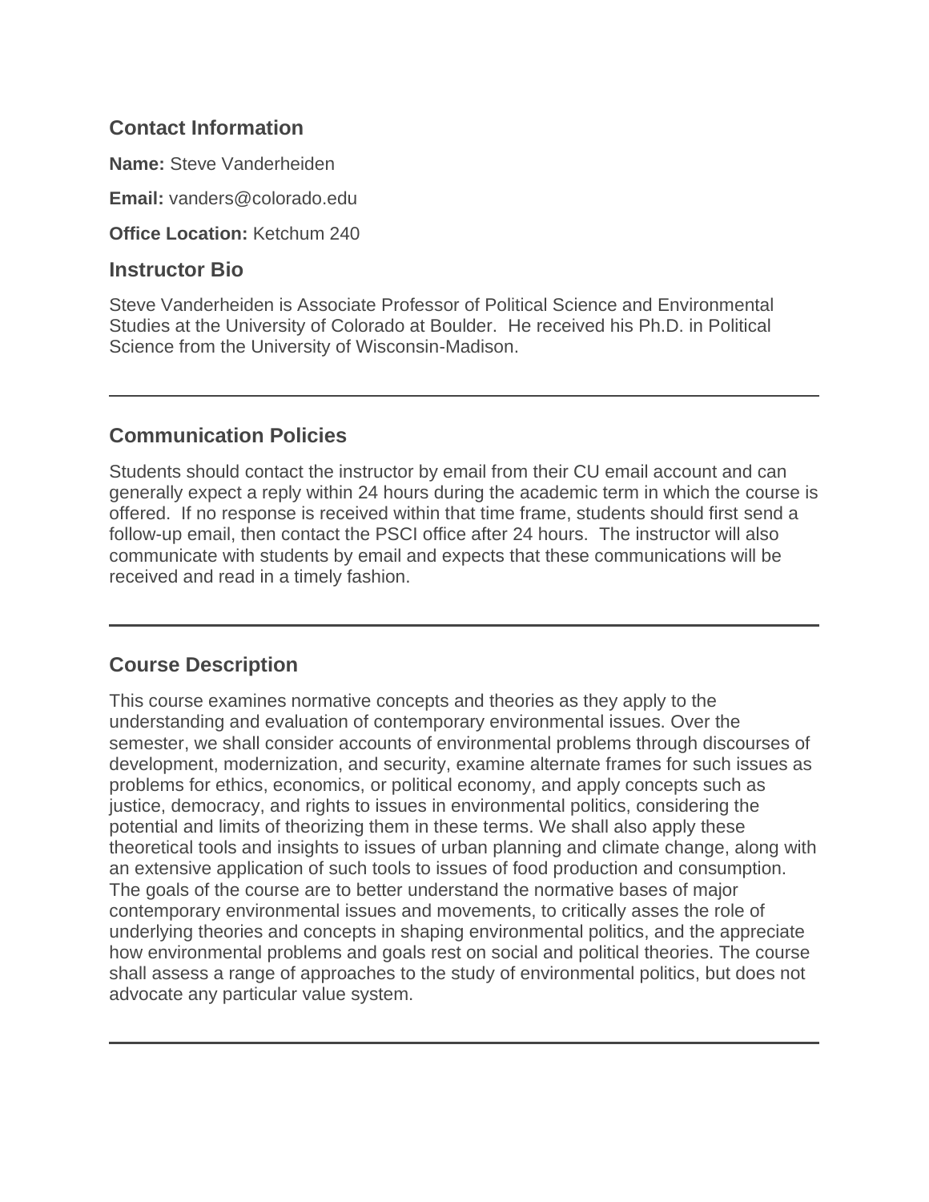## Contact Information

**Name:** Steve Vanderheiden

**Email:** vanders@colorado.edu

**Office Location:** Ketchum 240

## Instructor Bio

Steve Vanderheiden is Associate Professor of Political Science and Environmental Studies at the University of Colorado at Boulder. He received his Ph.D. in Political Science from the University of Wisconsin-Madison.

---

## Communication Policies

Students should contact the instructor by email from their CU email account and can generally expect a reply within 24 hours during the academic term in which the course is offered. If no response is received within that time frame, students should first send a follow-up email, then contact the PSCI office after 24 hours. The instructor will also communicate with students by email and expects that these communications will be received and read in a timely fashion.

---

## Course Description

This course examines normative concepts and theories as they apply to the understanding and evaluation of contemporary environmental issues. Over the semester, we shall consider accounts of environmental problems through discourses of development, modernization, and security, examine alternate frames for such issues as problems for ethics, economics, or political economy, and apply concepts such as justice, democracy, and rights to issues in environmental politics, considering the potential and limits of theorizing them in these terms. We shall also apply these theoretical tools and insights to issues of urban planning and climate change, along with an extensive application of such tools to issues of food production and consumption. The goals of the course are to better understand the normative bases of major contemporary environmental issues and movements, to critically asses the role of underlying theories and concepts in shaping environmental politics, and the appreciate how environmental problems and goals rest on social and political theories. The course shall assess a range of approaches to the study of environmental politics, but does not advocate any particular value system.

---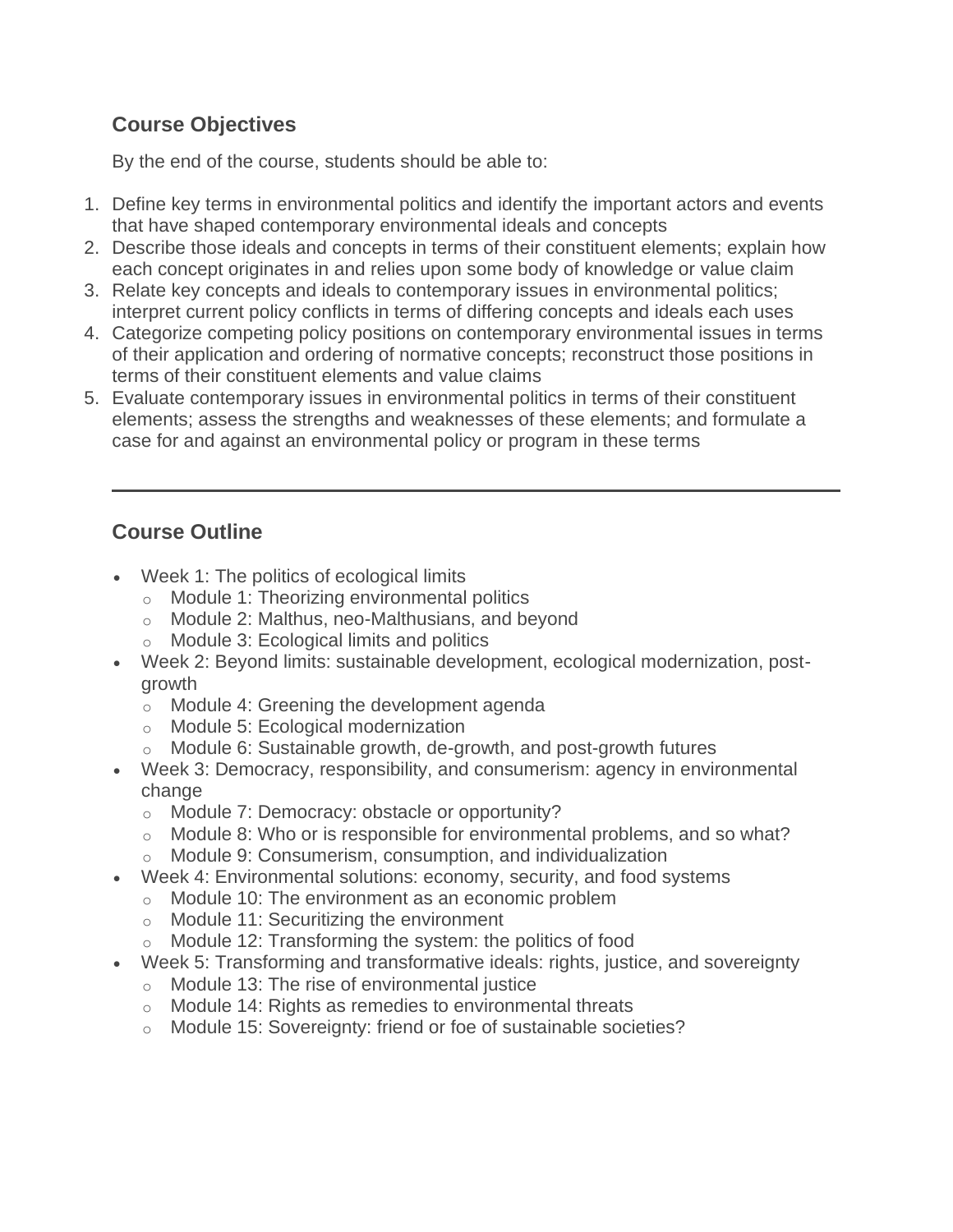## Course Objectives

By the end of the course, students should be able to:

1. Define key terms in environmental politics and identify the important actors and events that have shaped contemporary environmental ideals and concepts
2. Describe those ideals and concepts in terms of their constituent elements; explain how each concept originates in and relies upon some body of knowledge or value claim
3. Relate key concepts and ideals to contemporary issues in environmental politics; interpret current policy conflicts in terms of differing concepts and ideals each uses
4. Categorize competing policy positions on contemporary environmental issues in terms of their application and ordering of normative concepts; reconstruct those positions in terms of their constituent elements and value claims
5. Evaluate contemporary issues in environmental politics in terms of their constituent elements; assess the strengths and weaknesses of these elements; and formulate a case for and against an environmental policy or program in these terms

---

## Course Outline

- Week 1: The politics of ecological limits
  - Module 1: Theorizing environmental politics
  - Module 2: Malthus, neo-Malthusians, and beyond
  - Module 3: Ecological limits and politics
- Week 2: Beyond limits: sustainable development, ecological modernization, post-growth
  - Module 4: Greening the development agenda
  - Module 5: Ecological modernization
  - Module 6: Sustainable growth, de-growth, and post-growth futures
- Week 3: Democracy, responsibility, and consumerism: agency in environmental change
  - Module 7: Democracy: obstacle or opportunity?
  - Module 8: Who or is responsible for environmental problems, and so what?
  - Module 9: Consumerism, consumption, and individualization
- Week 4: Environmental solutions: economy, security, and food systems
  - Module 10: The environment as an economic problem
  - Module 11: Securitizing the environment
  - Module 12: Transforming the system: the politics of food
- Week 5: Transforming and transformative ideals: rights, justice, and sovereignty
  - Module 13: The rise of environmental justice
  - Module 14: Rights as remedies to environmental threats
  - Module 15: Sovereignty: friend or foe of sustainable societies?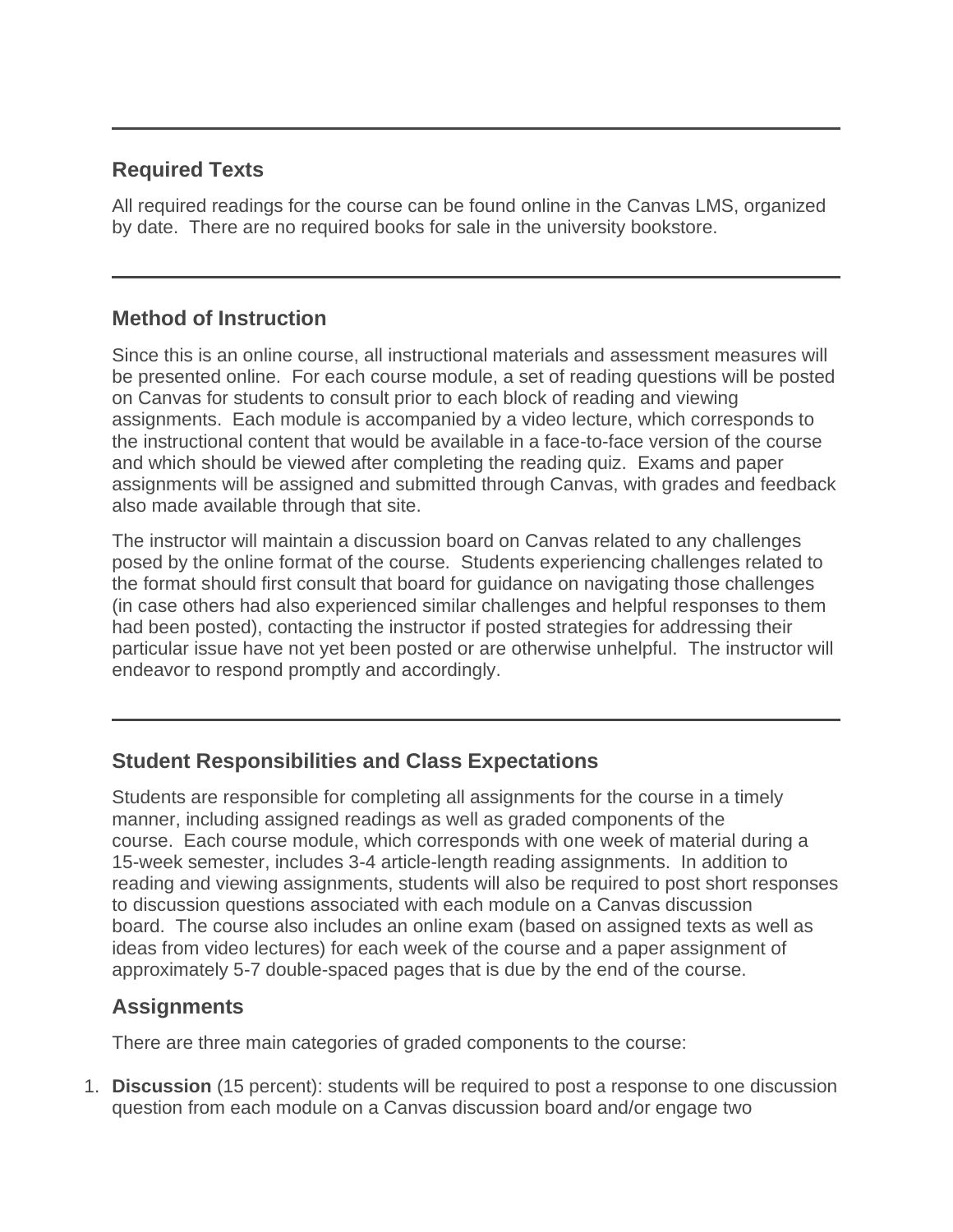---

## Required Texts

All required readings for the course can be found online in the Canvas LMS, organized by date. There are no required books for sale in the university bookstore.

---

## Method of Instruction

Since this is an online course, all instructional materials and assessment measures will be presented online. For each course module, a set of reading questions will be posted on Canvas for students to consult prior to each block of reading and viewing assignments. Each module is accompanied by a video lecture, which corresponds to the instructional content that would be available in a face-to-face version of the course and which should be viewed after completing the reading quiz. Exams and paper assignments will be assigned and submitted through Canvas, with grades and feedback also made available through that site.

The instructor will maintain a discussion board on Canvas related to any challenges posed by the online format of the course. Students experiencing challenges related to the format should first consult that board for guidance on navigating those challenges (in case others had also experienced similar challenges and helpful responses to them had been posted), contacting the instructor if posted strategies for addressing their particular issue have not yet been posted or are otherwise unhelpful. The instructor will endeavor to respond promptly and accordingly.

---

## Student Responsibilities and Class Expectations

Students are responsible for completing all assignments for the course in a timely manner, including assigned readings as well as graded components of the course. Each course module, which corresponds with one week of material during a 15-week semester, includes 3-4 article-length reading assignments. In addition to reading and viewing assignments, students will also be required to post short responses to discussion questions associated with each module on a Canvas discussion board. The course also includes an online exam (based on assigned texts as well as ideas from video lectures) for each week of the course and a paper assignment of approximately 5-7 double-spaced pages that is due by the end of the course.

## Assignments

There are three main categories of graded components to the course:

1. **Discussion** (15 percent): students will be required to post a response to one discussion question from each module on a Canvas discussion board and/or engage two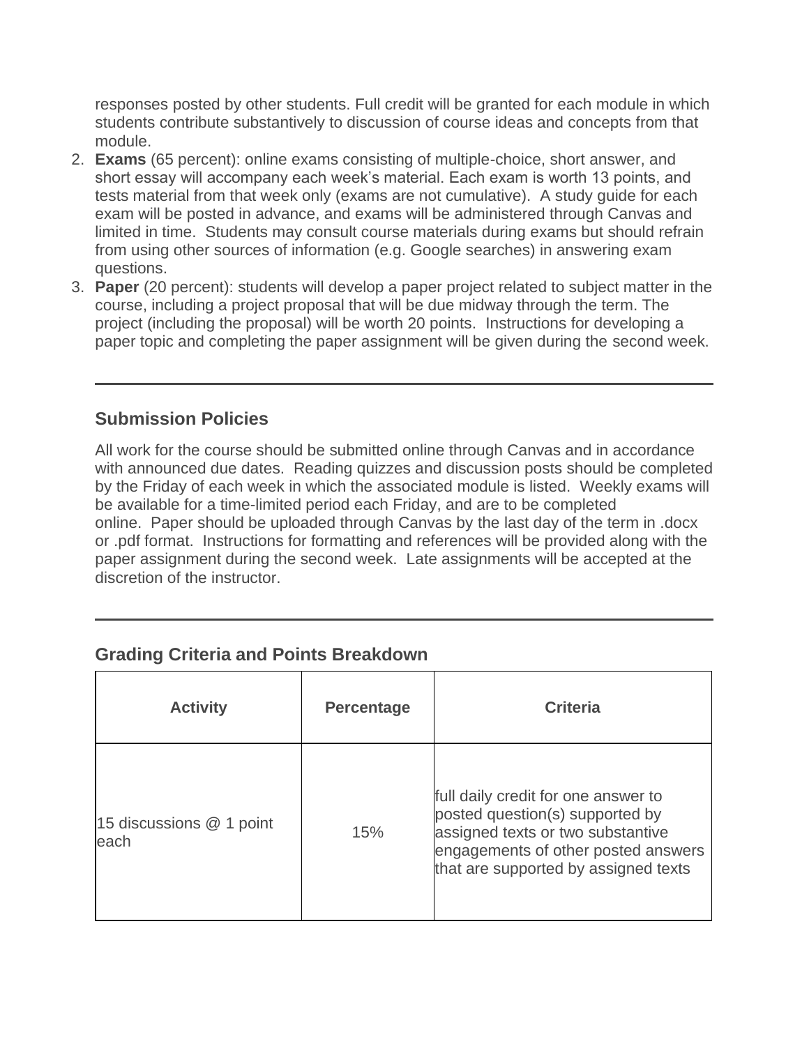responses posted by other students. Full credit will be granted for each module in which students contribute substantively to discussion of course ideas and concepts from that module.

2. **Exams** (65 percent): online exams consisting of multiple-choice, short answer, and short essay will accompany each week's material. Each exam is worth 13 points, and tests material from that week only (exams are not cumulative). A study guide for each exam will be posted in advance, and exams will be administered through Canvas and limited in time. Students may consult course materials during exams but should refrain from using other sources of information (e.g. Google searches) in answering exam questions.
3. **Paper** (20 percent): students will develop a paper project related to subject matter in the course, including a project proposal that will be due midway through the term. The project (including the proposal) will be worth 20 points. Instructions for developing a paper topic and completing the paper assignment will be given during the second week.

---

## Submission Policies

All work for the course should be submitted online through Canvas and in accordance with announced due dates. Reading quizzes and discussion posts should be completed by the Friday of each week in which the associated module is listed. Weekly exams will be available for a time-limited period each Friday, and are to be completed online. Paper should be uploaded through Canvas by the last day of the term in .docx or .pdf format. Instructions for formatting and references will be provided along with the paper assignment during the second week. Late assignments will be accepted at the discretion of the instructor.

---

## Grading Criteria and Points Breakdown

| Activity | Percentage | Criteria |
|---|---|---|
| 15 discussions @ 1 point each | 15% | full daily credit for one answer to posted question(s) supported by assigned texts or two substantive engagements of other posted answers that are supported by assigned texts |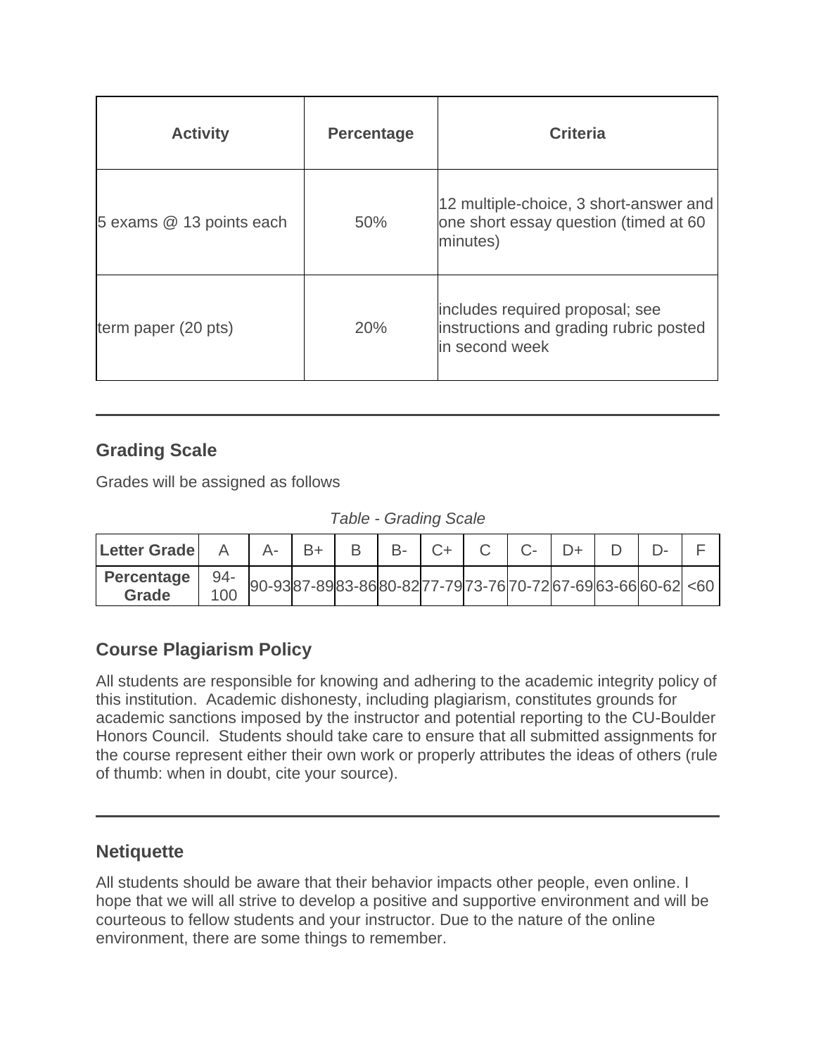| Activity | Percentage | Criteria |
|---|---|---|
| 5 exams @ 13 points each | 50% | 12 multiple-choice, 3 short-answer and one short essay question (timed at 60 minutes) |
| term paper (20 pts) | 20% | includes required proposal; see instructions and grading rubric posted in second week |

---

## Grading Scale

Grades will be assigned as follows

*Table - Grading Scale*

| Letter Grade | A | A- | B+ | B | B- | C+ | C | C- | D+ | D | D- | F |
|---|---|---|---|---|---|---|---|---|---|---|---|---|
| **Percentage Grade** | 94-100 | 90-93 | 87-89 | 83-86 | 80-82 | 77-79 | 73-76 | 70-72 | 67-69 | 63-66 | 60-62 | <60 |

## Course Plagiarism Policy

All students are responsible for knowing and adhering to the academic integrity policy of this institution. Academic dishonesty, including plagiarism, constitutes grounds for academic sanctions imposed by the instructor and potential reporting to the CU-Boulder Honors Council. Students should take care to ensure that all submitted assignments for the course represent either their own work or properly attributes the ideas of others (rule of thumb: when in doubt, cite your source).

---

## Netiquette

All students should be aware that their behavior impacts other people, even online. I hope that we will all strive to develop a positive and supportive environment and will be courteous to fellow students and your instructor. Due to the nature of the online environment, there are some things to remember.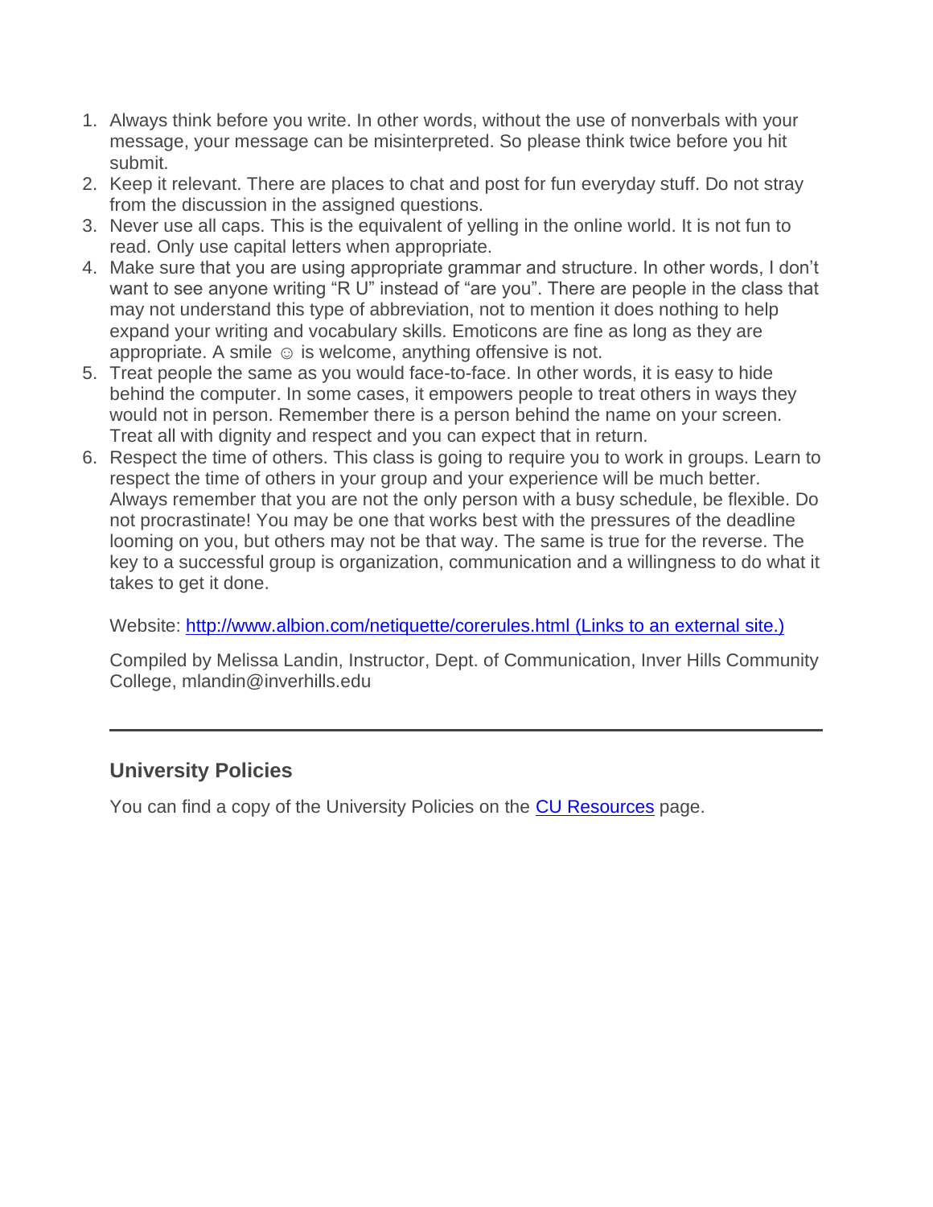1. Always think before you write. In other words, without the use of nonverbals with your message, your message can be misinterpreted. So please think twice before you hit submit.
2. Keep it relevant. There are places to chat and post for fun everyday stuff. Do not stray from the discussion in the assigned questions.
3. Never use all caps. This is the equivalent of yelling in the online world. It is not fun to read. Only use capital letters when appropriate.
4. Make sure that you are using appropriate grammar and structure. In other words, I don't want to see anyone writing "R U" instead of "are you". There are people in the class that may not understand this type of abbreviation, not to mention it does nothing to help expand your writing and vocabulary skills. Emoticons are fine as long as they are appropriate. A smile ☺ is welcome, anything offensive is not.
5. Treat people the same as you would face-to-face. In other words, it is easy to hide behind the computer. In some cases, it empowers people to treat others in ways they would not in person. Remember there is a person behind the name on your screen. Treat all with dignity and respect and you can expect that in return.
6. Respect the time of others. This class is going to require you to work in groups. Learn to respect the time of others in your group and your experience will be much better. Always remember that you are not the only person with a busy schedule, be flexible. Do not procrastinate! You may be one that works best with the pressures of the deadline looming on you, but others may not be that way. The same is true for the reverse. The key to a successful group is organization, communication and a willingness to do what it takes to get it done.

   Website: [http://www.albion.com/netiquette/corerules.html (Links to an external site.)](http://www.albion.com/netiquette/corerules.html)

   Compiled by Melissa Landin, Instructor, Dept. of Communication, Inver Hills Community College, mlandin@inverhills.edu

---

### University Policies

You can find a copy of the University Policies on the CU Resources page.